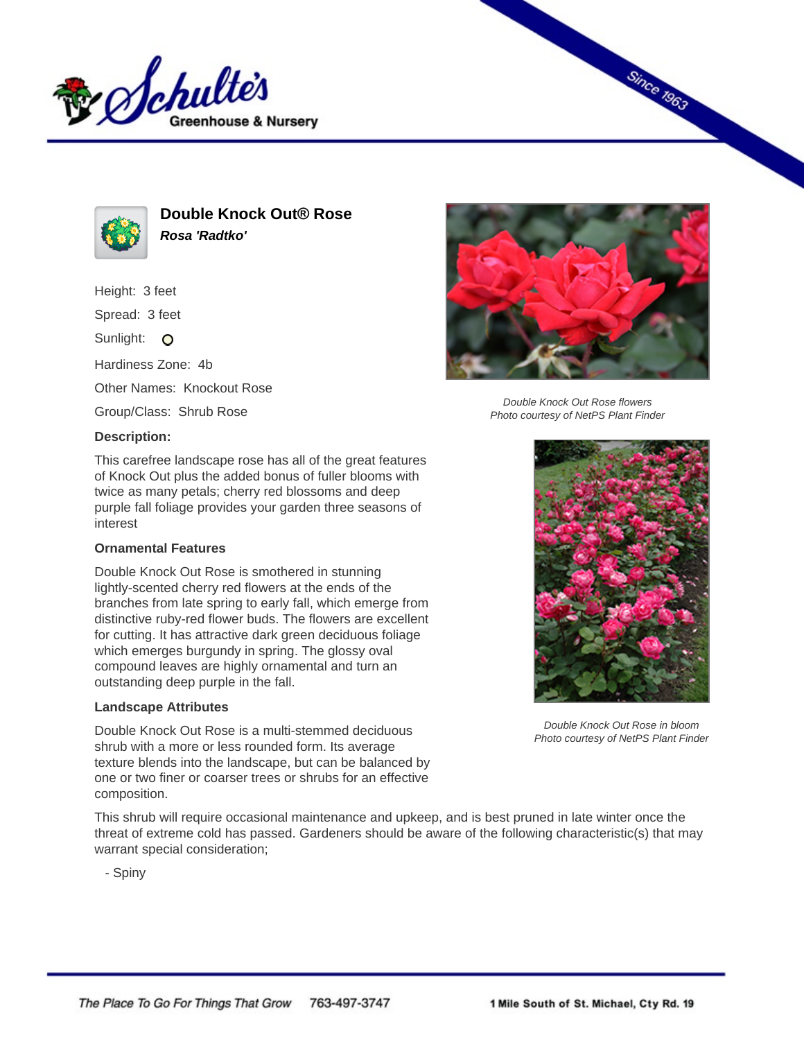# Double Knock Out® Rose

***Rosa 'Radtko'***

Height: 3 feet

Spread: 3 feet

Sunlight:

Hardiness Zone: 4b

Other Names: Knockout Rose

Group/Class: Shrub Rose

**Description:**

This carefree landscape rose has all of the great features of Knock Out plus the added bonus of fuller blooms with twice as many petals; cherry red blossoms and deep purple fall foliage provides your garden three seasons of interest

*Double Knock Out Rose flowers*
*Photo courtesy of NetPS Plant Finder*

### Ornamental Features

Double Knock Out Rose is smothered in stunning lightly-scented cherry red flowers at the ends of the branches from late spring to early fall, which emerge from distinctive ruby-red flower buds. The flowers are excellent for cutting. It has attractive dark green deciduous foliage which emerges burgundy in spring. The glossy oval compound leaves are highly ornamental and turn an outstanding deep purple in the fall.

*Double Knock Out Rose in bloom*
*Photo courtesy of NetPS Plant Finder*

### Landscape Attributes

Double Knock Out Rose is a multi-stemmed deciduous shrub with a more or less rounded form. Its average texture blends into the landscape, but can be balanced by one or two finer or coarser trees or shrubs for an effective composition.

This shrub will require occasional maintenance and upkeep, and is best pruned in late winter once the threat of extreme cold has passed. Gardeners should be aware of the following characteristic(s) that may warrant special consideration;

- Spiny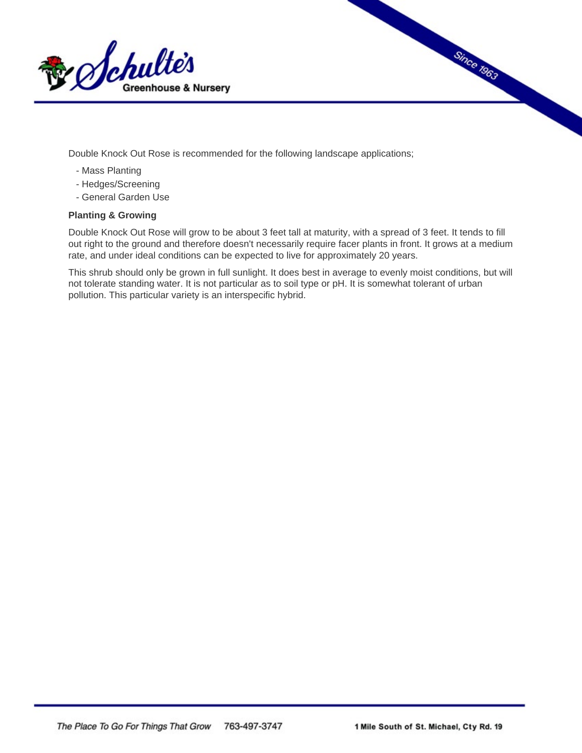Double Knock Out Rose is recommended for the following landscape applications;

- Mass Planting
- Hedges/Screening
- General Garden Use

**Planting & Growing**

Double Knock Out Rose will grow to be about 3 feet tall at maturity, with a spread of 3 feet. It tends to fill out right to the ground and therefore doesn't necessarily require facer plants in front. It grows at a medium rate, and under ideal conditions can be expected to live for approximately 20 years.

This shrub should only be grown in full sunlight. It does best in average to evenly moist conditions, but will not tolerate standing water. It is not particular as to soil type or pH. It is somewhat tolerant of urban pollution. This particular variety is an interspecific hybrid.